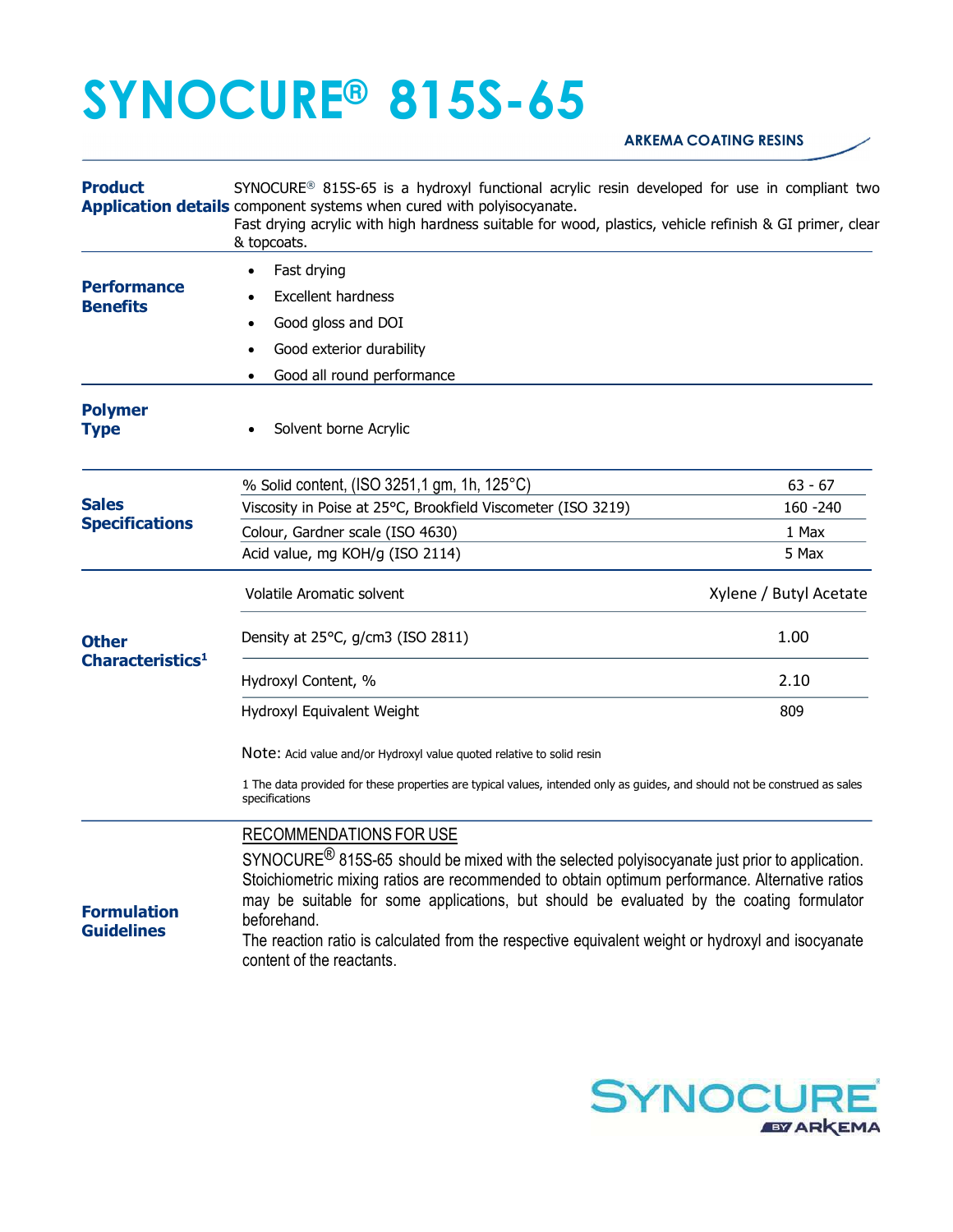# SYNOCURE® 815S-65

**ARKEMA COATING RESINS**

**Product Application details**

SYNOCURE® 815S-65 is a hydroxyl functional acrylic resin developed for use in compliant two component systems when cured with polyisocyanate.
Fast drying acrylic with high hardness suitable for wood, plastics, vehicle refinish & GI primer, clear & topcoats.

**Performance Benefits**

- Fast drying
- Excellent hardness
- Good gloss and DOI
- Good exterior durability
- Good all round performance

**Polymer Type**

- Solvent borne Acrylic

**Sales Specifications**

| Property | Value |
|---|---|
| % Solid content, (ISO 3251,1 gm, 1h, 125°C) | 63 - 67 |
| Viscosity in Poise at 25°C, Brookfield Viscometer (ISO 3219) | 160 -240 |
| Colour, Gardner scale (ISO 4630) | 1 Max |
| Acid value, mg KOH/g (ISO 2114) | 5 Max |

**Other Characteristics[1]**

| Property | Value |
|---|---|
| Volatile Aromatic solvent | Xylene / Butyl Acetate |
| Density at 25°C, g/cm3 (ISO 2811) | 1.00 |
| Hydroxyl Content, % | 2.10 |
| Hydroxyl Equivalent Weight | 809 |

Note: Acid value and/or Hydroxyl value quoted relative to solid resin

1 The data provided for these properties are typical values, intended only as guides, and should not be construed as sales specifications

**Formulation Guidelines**

RECOMMENDATIONS FOR USE

SYNOCURE® 815S-65 should be mixed with the selected polyisocyanate just prior to application. Stoichiometric mixing ratios are recommended to obtain optimum performance. Alternative ratios may be suitable for some applications, but should be evaluated by the coating formulator beforehand.
The reaction ratio is calculated from the respective equivalent weight or hydroxyl and isocyanate content of the reactants.

SYNOCURE® BY ARKEMA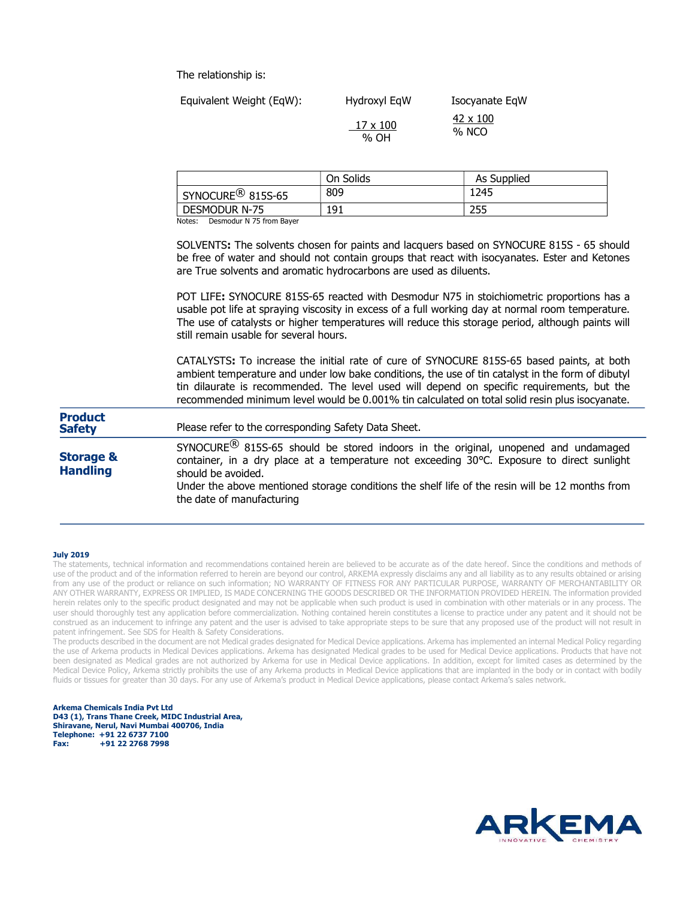The relationship is:

Equivalent Weight (EqW):

| | Hydroxyl EqW | Isocyanate EqW |
|---|---|---|
| | $\frac{17 \times 100}{\% \text{ OH}}$ | $\frac{42 \times 100}{\% \text{ NCO}}$ |

| | On Solids | As Supplied |
|---|---|---|
| SYNOCURE® 815S-65 | 809 | 1245 |
| DESMODUR N-75 | 191 | 255 |

Notes: Desmodur N 75 from Bayer

SOLVENTS**:** The solvents chosen for paints and lacquers based on SYNOCURE 815S - 65 should be free of water and should not contain groups that react with isocyanates. Ester and Ketones are True solvents and aromatic hydrocarbons are used as diluents.

POT LIFE**:** SYNOCURE 815S-65 reacted with Desmodur N75 in stoichiometric proportions has a usable pot life at spraying viscosity in excess of a full working day at normal room temperature. The use of catalysts or higher temperatures will reduce this storage period, although paints will still remain usable for several hours.

CATALYSTS**:** To increase the initial rate of cure of SYNOCURE 815S-65 based paints, at both ambient temperature and under low bake conditions, the use of tin catalyst in the form of dibutyl tin dilaurate is recommended. The level used will depend on specific requirements, but the recommended minimum level would be 0.001% tin calculated on total solid resin plus isocyanate.

## Product Safety

Please refer to the corresponding Safety Data Sheet.

## Storage & Handling

SYNOCURE® 815S-65 should be stored indoors in the original, unopened and undamaged container, in a dry place at a temperature not exceeding 30°C. Exposure to direct sunlight should be avoided.
Under the above mentioned storage conditions the shelf life of the resin will be 12 months from the date of manufacturing

**July 2019**

The statements, technical information and recommendations contained herein are believed to be accurate as of the date hereof. Since the conditions and methods of use of the product and of the information referred to herein are beyond our control, ARKEMA expressly disclaims any and all liability as to any results obtained or arising from any use of the product or reliance on such information; NO WARRANTY OF FITNESS FOR ANY PARTICULAR PURPOSE, WARRANTY OF MERCHANTABILITY OR ANY OTHER WARRANTY, EXPRESS OR IMPLIED, IS MADE CONCERNING THE GOODS DESCRIBED OR THE INFORMATION PROVIDED HEREIN. The information provided herein relates only to the specific product designated and may not be applicable when such product is used in combination with other materials or in any process. The user should thoroughly test any application before commercialization. Nothing contained herein constitutes a license to practice under any patent and it should not be construed as an inducement to infringe any patent and the user is advised to take appropriate steps to be sure that any proposed use of the product will not result in patent infringement. See SDS for Health & Safety Considerations.
The products described in the document are not Medical grades designated for Medical Device applications. Arkema has implemented an internal Medical Policy regarding the use of Arkema products in Medical Devices applications. Arkema has designated Medical grades to be used for Medical Device applications. Products that have not been designated as Medical grades are not authorized by Arkema for use in Medical Device applications. In addition, except for limited cases as determined by the Medical Device Policy, Arkema strictly prohibits the use of any Arkema products in Medical Device applications that are implanted in the body or in contact with bodily fluids or tissues for greater than 30 days. For any use of Arkema's product in Medical Device applications, please contact Arkema's sales network.

**Arkema Chemicals India Pvt Ltd**
**D43 (1), Trans Thane Creek, MIDC Industrial Area,**
**Shiravane, Nerul, Navi Mumbai 400706, India**
**Telephone: +91 22 6737 7100**
**Fax: +91 22 2768 7998**

ARKEMA
INNOVATIVE CHEMISTRY